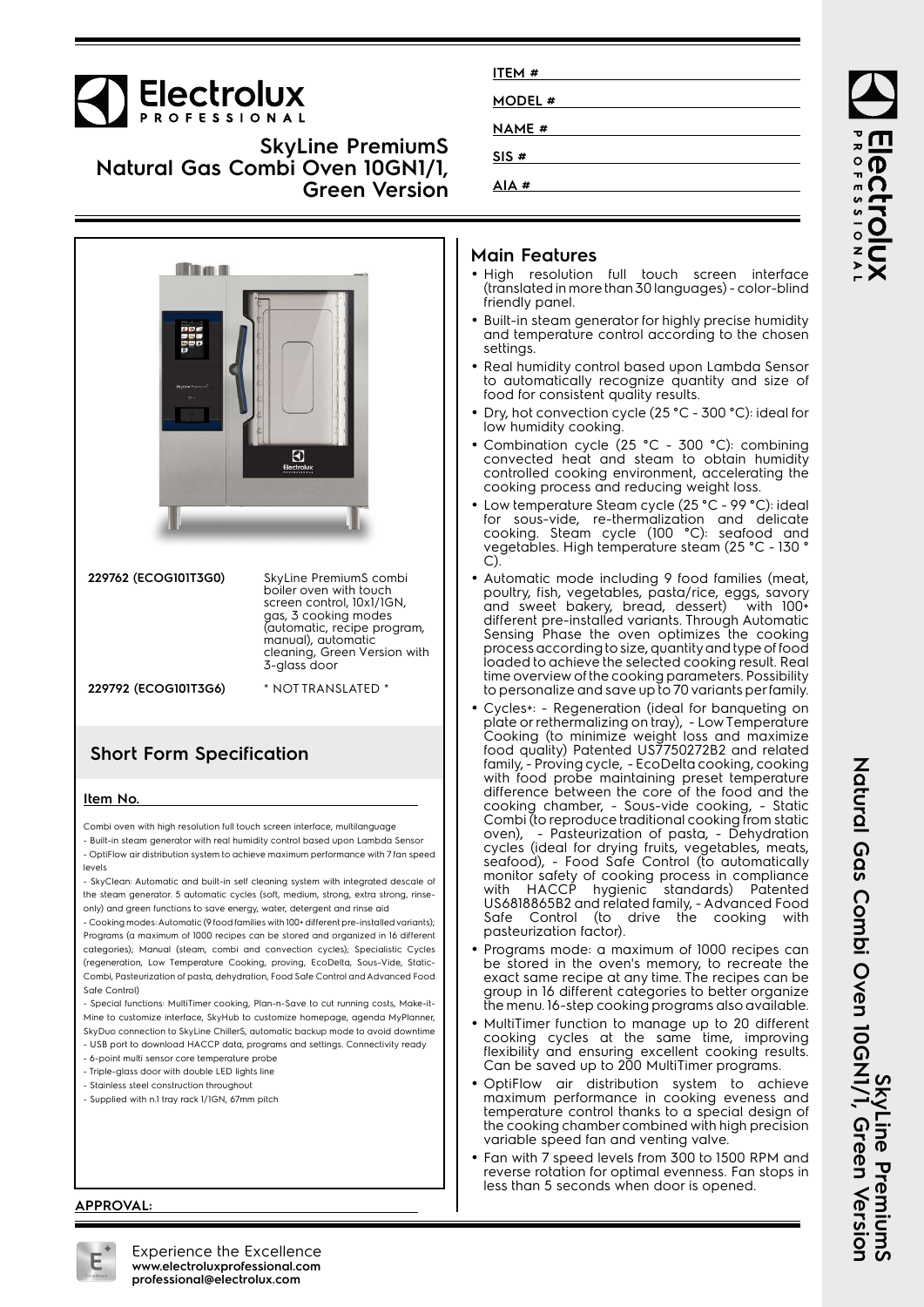# Electrolux PROFESSIONAL

## SkyLine PremiumS Natural Gas Combi Oven 10GN1/1, Green Version

ITEM # ____________

MODEL # ____________

NAME # ____________

SIS # ____________

AIA # ____________

| | |
|---|---|
| 229762 (ECOG101T3G0) | SkyLine PremiumS combi boiler oven with touch screen control, 10x1/1GN, gas, 3 cooking modes (automatic, recipe program, manual), automatic cleaning, Green Version with 3-glass door |
| 229792 (ECOG101T3G6) | * NOT TRANSLATED * |

## Short Form Specification

**Item No.**

Combi oven with high resolution full touch screen interface, multilanguage

- Built-in steam generator with real humidity control based upon Lambda Sensor
- OptiFlow air distribution system to achieve maximum performance with 7 fan speed levels
- SkyClean: Automatic and built-in self cleaning system with integrated descale of the steam generator. 5 automatic cycles (soft, medium, strong, extra strong, rinse-only) and green functions to save energy, water, detergent and rinse aid
- Cooking modes: Automatic (9 food families with 100+ different pre-installed variants); Programs (a maximum of 1000 recipes can be stored and organized in 16 different categories); Manual (steam, combi and convection cycles); Specialistic Cycles (regeneration, Low Temperature Cooking, proving, EcoDelta, Sous-Vide, Static-Combi, Pasteurization of pasta, dehydration, Food Safe Control and Advanced Food Safe Control)
- Special functions: MultiTimer cooking, Plan-n-Save to cut running costs, Make-it-Mine to customize interface, SkyHub to customize homepage, agenda MyPlanner, SkyDuo connection to SkyLine ChillerS, automatic backup mode to avoid downtime
- USB port to download HACCP data, programs and settings. Connectivity ready
- 6-point multi sensor core temperature probe
- Triple-glass door with double LED lights line
- Stainless steel construction throughout
- Supplied with n.1 tray rack 1/1GN, 67mm pitch

**APPROVAL:**

## Main Features

- High resolution full touch screen interface (translated in more than 30 languages) - color-blind friendly panel.
- Built-in steam generator for highly precise humidity and temperature control according to the chosen settings.
- Real humidity control based upon Lambda Sensor to automatically recognize quantity and size of food for consistent quality results.
- Dry, hot convection cycle (25 °C - 300 °C): ideal for low humidity cooking.
- Combination cycle (25 °C - 300 °C): combining convected heat and steam to obtain humidity controlled cooking environment, accelerating the cooking process and reducing weight loss.
- Low temperature Steam cycle (25 °C - 99 °C): ideal for sous-vide, re-thermalization and delicate cooking. Steam cycle (100 °C): seafood and vegetables. High temperature steam (25 °C - 130 ° C).
- Automatic mode including 9 food families (meat, poultry, fish, vegetables, pasta/rice, eggs, savory and sweet bakery, bread, dessert) with 100+ different pre-installed variants. Through Automatic Sensing Phase the oven optimizes the cooking process according to size, quantity and type of food loaded to achieve the selected cooking result. Real time overview of the cooking parameters. Possibility to personalize and save up to 70 variants per family.
- Cycles+: - Regeneration (ideal for banqueting on plate or rethermalizing on tray), - Low Temperature Cooking (to minimize weight loss and maximize food quality) Patented US7750272B2 and related family, - Proving cycle, - EcoDelta cooking, cooking with food probe maintaining preset temperature difference between the core of the food and the cooking chamber, - Sous-vide cooking, - Static Combi (to reproduce traditional cooking from static oven), - Pasteurization of pasta, - Dehydration cycles (ideal for drying fruits, vegetables, meats, seafood), - Food Safe Control (to automatically monitor safety of cooking process in compliance with HACCP hygienic standards) Patented US6818865B2 and related family, - Advanced Food Safe Control (to drive the cooking with pasteurization factor).
- Programs mode: a maximum of 1000 recipes can be stored in the oven's memory, to recreate the exact same recipe at any time. The recipes can be group in 16 different categories to better organize the menu. 16-step cooking programs also available.
- MultiTimer function to manage up to 20 different cooking cycles at the same time, improving flexibility and ensuring excellent cooking results. Can be saved up to 200 MultiTimer programs.
- OptiFlow air distribution system to achieve maximum performance in cooking eveness and temperature control thanks to a special design of the cooking chamber combined with high precision variable speed fan and venting valve.
- Fan with 7 speed levels from 300 to 1500 RPM and reverse rotation for optimal evenness. Fan stops in less than 5 seconds when door is opened.

Experience the Excellence
**www.electroluxprofessional.com**
**professional@electrolux.com**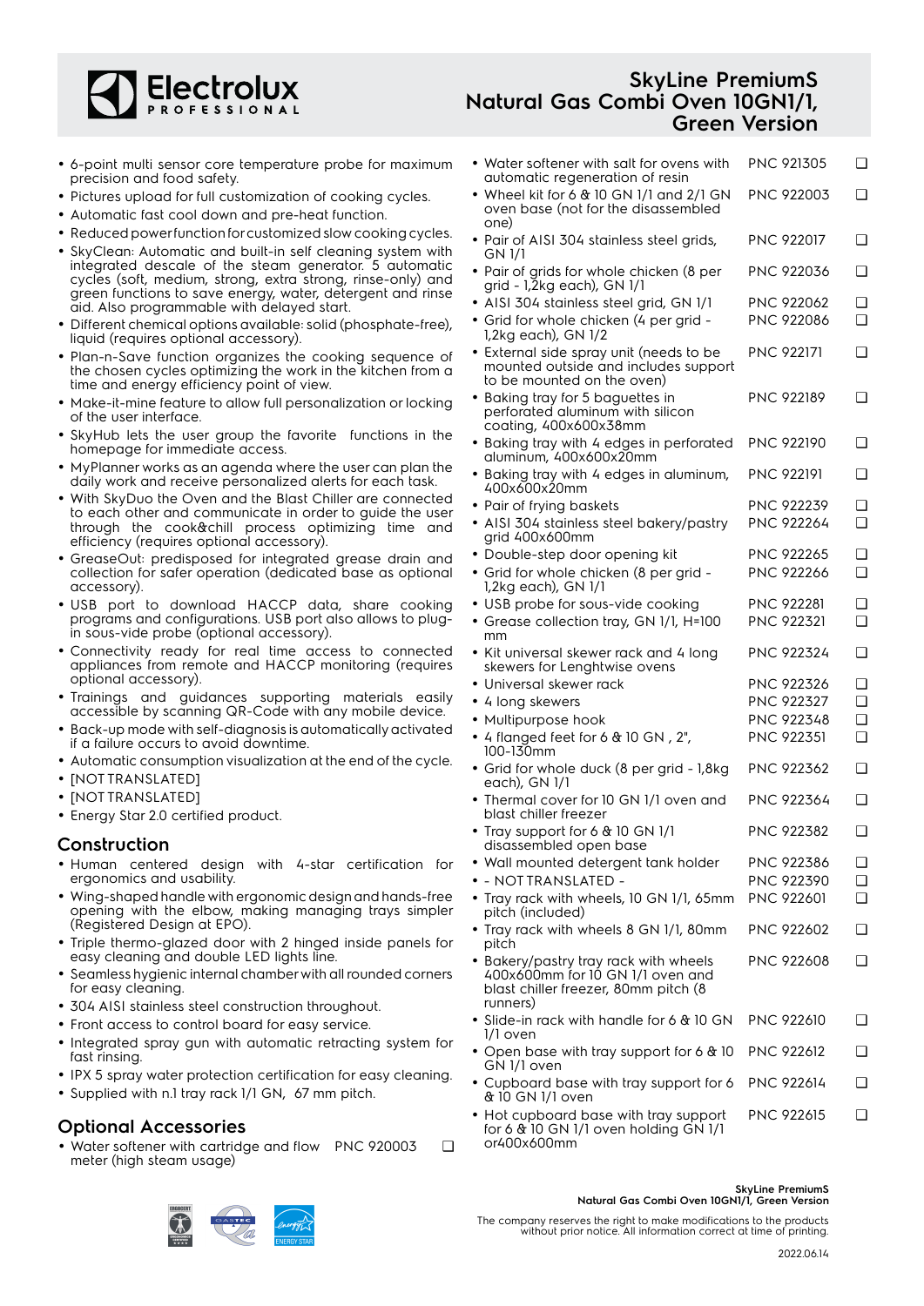# SkyLine PremiumS Natural Gas Combi Oven 10GN1/1, Green Version

- 6-point multi sensor core temperature probe for maximum precision and food safety.
- Pictures upload for full customization of cooking cycles.
- Automatic fast cool down and pre-heat function.
- Reduced power function for customized slow cooking cycles.
- SkyClean: Automatic and built-in self cleaning system with integrated descale of the steam generator. 5 automatic cycles (soft, medium, strong, extra strong, rinse-only) and green functions to save energy, water, detergent and rinse aid. Also programmable with delayed start.
- Different chemical options available: solid (phosphate-free), liquid (requires optional accessory).
- Plan-n-Save function organizes the cooking sequence of the chosen cycles optimizing the work in the kitchen from a time and energy efficiency point of view.
- Make-it-mine feature to allow full personalization or locking of the user interface.
- SkyHub lets the user group the favorite functions in the homepage for immediate access.
- MyPlanner works as an agenda where the user can plan the daily work and receive personalized alerts for each task.
- With SkyDuo the Oven and the Blast Chiller are connected to each other and communicate in order to guide the user through the cook&chill process optimizing time and efficiency (requires optional accessory).
- GreaseOut: predisposed for integrated grease drain and collection for safer operation (dedicated base as optional accessory).
- USB port to download HACCP data, share cooking programs and configurations. USB port also allows to plug-in sous-vide probe (optional accessory).
- Connectivity ready for real time access to connected appliances from remote and HACCP monitoring (requires optional accessory).
- Trainings and guidances supporting materials easily accessible by scanning QR-Code with any mobile device.
- Back-up mode with self-diagnosis is automatically activated if a failure occurs to avoid downtime.
- Automatic consumption visualization at the end of the cycle.
- [NOT TRANSLATED]
- [NOT TRANSLATED]
- Energy Star 2.0 certified product.

## Construction

- Human centered design with 4-star certification for ergonomics and usability.
- Wing-shaped handle with ergonomic design and hands-free opening with the elbow, making managing trays simpler (Registered Design at EPO).
- Triple thermo-glazed door with 2 hinged inside panels for easy cleaning and double LED lights line.
- Seamless hygienic internal chamber with all rounded corners for easy cleaning.
- 304 AISI stainless steel construction throughout.
- Front access to control board for easy service.
- Integrated spray gun with automatic retracting system for fast rinsing.
- IPX 5 spray water protection certification for easy cleaning.
- Supplied with n.1 tray rack 1/1 GN, 67 mm pitch.

## Optional Accessories

- Water softener with cartridge and flow meter (high steam usage) — PNC 920003 ❑
- Water softener with salt for ovens with automatic regeneration of resin — PNC 921305 ❑
- Wheel kit for 6 & 10 GN 1/1 and 2/1 GN oven base (not for the disassembled one) — PNC 922003 ❑
- Pair of AISI 304 stainless steel grids, GN 1/1 — PNC 922017 ❑
- Pair of grids for whole chicken (8 per grid - 1,2kg each), GN 1/1 — PNC 922036 ❑
- AISI 304 stainless steel grid, GN 1/1 — PNC 922062 ❑
- Grid for whole chicken (4 per grid - 1,2kg each), GN 1/2 — PNC 922086 ❑
- External side spray unit (needs to be mounted outside and includes support to be mounted on the oven) — PNC 922171 ❑
- Baking tray for 5 baguettes in perforated aluminum with silicon coating, 400x600x38mm — PNC 922189 ❑
- Baking tray with 4 edges in perforated aluminum, 400x600x20mm — PNC 922190 ❑
- Baking tray with 4 edges in aluminum, 400x600x20mm — PNC 922191 ❑
- Pair of frying baskets — PNC 922239 ❑
- AISI 304 stainless steel bakery/pastry grid 400x600mm — PNC 922264 ❑
- Double-step door opening kit — PNC 922265 ❑
- Grid for whole chicken (8 per grid - 1,2kg each), GN 1/1 — PNC 922266 ❑
- USB probe for sous-vide cooking — PNC 922281 ❑
- Grease collection tray, GN 1/1, H=100 mm — PNC 922321 ❑
- Kit universal skewer rack and 4 long skewers for Lenghtwise ovens — PNC 922324 ❑
- Universal skewer rack — PNC 922326 ❑
- 4 long skewers — PNC 922327 ❑
- Multipurpose hook — PNC 922348 ❑
- 4 flanged feet for 6 & 10 GN , 2", 100-130mm — PNC 922351 ❑
- Grid for whole duck (8 per grid - 1,8kg each), GN 1/1 — PNC 922362 ❑
- Thermal cover for 10 GN 1/1 oven and blast chiller freezer — PNC 922364 ❑
- Tray support for 6 & 10 GN 1/1 disassembled open base — PNC 922382 ❑
- Wall mounted detergent tank holder — PNC 922386 ❑
- - NOT TRANSLATED - — PNC 922390 ❑
- Tray rack with wheels, 10 GN 1/1, 65mm pitch (included) — PNC 922601 ❑
- Tray rack with wheels 8 GN 1/1, 80mm pitch — PNC 922602 ❑
- Bakery/pastry tray rack with wheels 400x600mm for 10 GN 1/1 oven and blast chiller freezer, 80mm pitch (8 runners) — PNC 922608 ❑
- Slide-in rack with handle for 6 & 10 GN 1/1 oven — PNC 922610 ❑
- Open base with tray support for 6 & 10 GN 1/1 oven — PNC 922612 ❑
- Cupboard base with tray support for 6 & 10 GN 1/1 oven — PNC 922614 ❑
- Hot cupboard base with tray support for 6 & 10 GN 1/1 oven holding GN 1/1 or400x600mm — PNC 922615 ❑

The company reserves the right to make modifications to the products without prior notice. All information correct at time of printing.

2022.06.14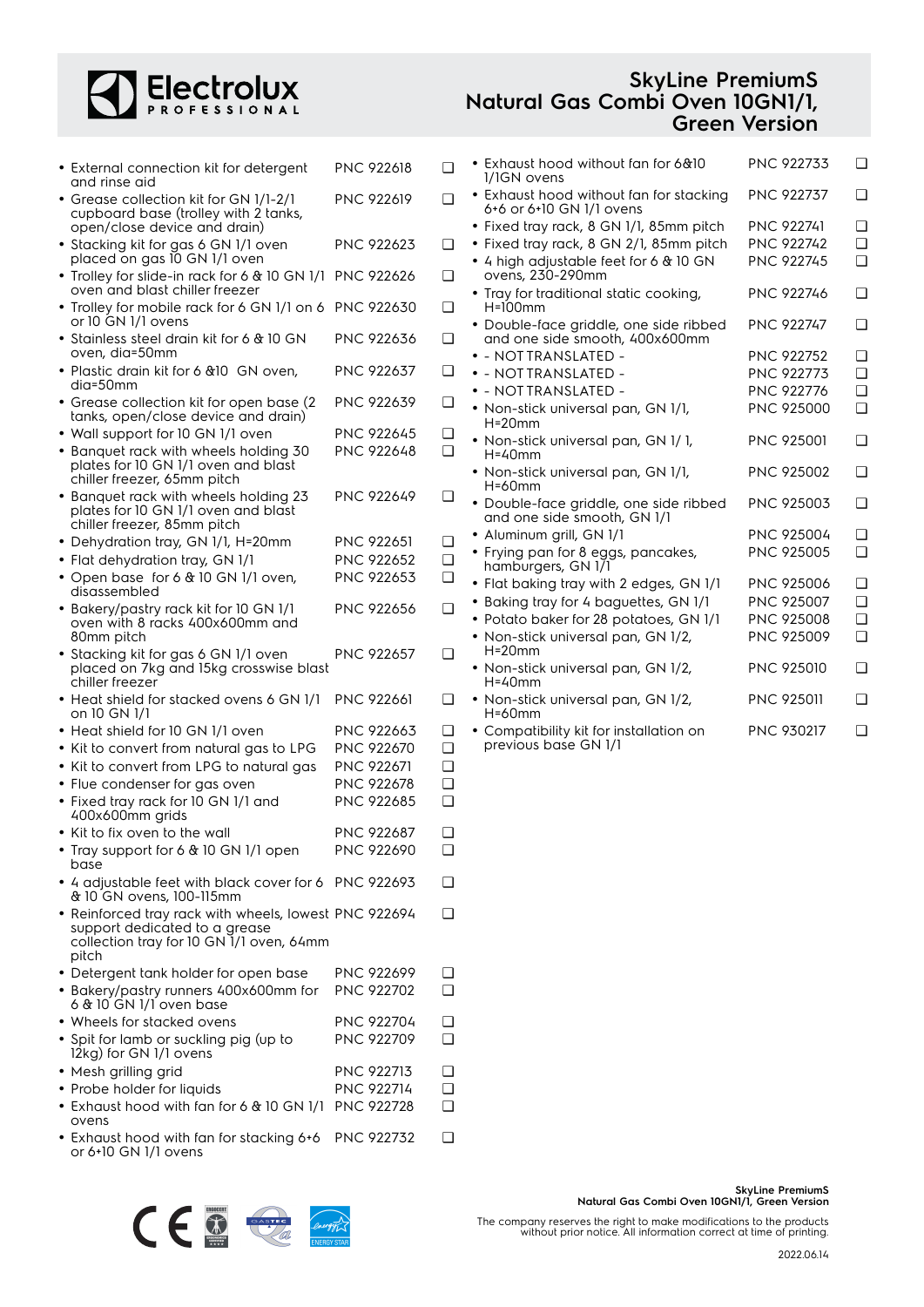# SkyLine PremiumS Natural Gas Combi Oven 10GN1/1, Green Version

- External connection kit for detergent and rinse aid PNC 922618 ❑
- Grease collection kit for GN 1/1-2/1 cupboard base (trolley with 2 tanks, open/close device and drain) PNC 922619 ❑
- Stacking kit for gas 6 GN 1/1 oven placed on gas 10 GN 1/1 oven PNC 922623 ❑
- Trolley for slide-in rack for 6 & 10 GN 1/1 oven and blast chiller freezer PNC 922626 ❑
- Trolley for mobile rack for 6 GN 1/1 on 6 or 10 GN 1/1 ovens PNC 922630 ❑
- Stainless steel drain kit for 6 & 10 GN oven, dia=50mm PNC 922636 ❑
- Plastic drain kit for 6 &10 GN oven, dia=50mm PNC 922637 ❑
- Grease collection kit for open base (2 tanks, open/close device and drain) PNC 922639 ❑
- Wall support for 10 GN 1/1 oven PNC 922645 ❑
- Banquet rack with wheels holding 30 plates for 10 GN 1/1 oven and blast chiller freezer, 65mm pitch PNC 922648 ❑
- Banquet rack with wheels holding 23 plates for 10 GN 1/1 oven and blast chiller freezer, 85mm pitch PNC 922649 ❑
- Dehydration tray, GN 1/1, H=20mm PNC 922651 ❑
- Flat dehydration tray, GN 1/1 PNC 922652 ❑
- Open base for 6 & 10 GN 1/1 oven, disassembled PNC 922653 ❑
- Bakery/pastry rack kit for 10 GN 1/1 oven with 8 racks 400x600mm and 80mm pitch PNC 922656 ❑
- Stacking kit for gas 6 GN 1/1 oven placed on 7kg and 15kg crosswise blast chiller freezer PNC 922657 ❑
- Heat shield for stacked ovens 6 GN 1/1 on 10 GN 1/1 PNC 922661 ❑
- Heat shield for 10 GN 1/1 oven PNC 922663 ❑
- Kit to convert from natural gas to LPG PNC 922670 ❑
- Kit to convert from LPG to natural gas PNC 922671 ❑
- Flue condenser for gas oven PNC 922678 ❑
- Fixed tray rack for 10 GN 1/1 and 400x600mm grids PNC 922685 ❑
- Kit to fix oven to the wall PNC 922687 ❑
- Tray support for 6 & 10 GN 1/1 open base PNC 922690 ❑
- 4 adjustable feet with black cover for 6 & 10 GN ovens, 100-115mm PNC 922693 ❑
- Reinforced tray rack with wheels, lowest support dedicated to a grease collection tray for 10 GN 1/1 oven, 64mm pitch PNC 922694 ❑
- Detergent tank holder for open base PNC 922699 ❑
- Bakery/pastry runners 400x600mm for 6 & 10 GN 1/1 oven base PNC 922702 ❑
- Wheels for stacked ovens PNC 922704 ❑
- Spit for lamb or suckling pig (up to 12kg) for GN 1/1 ovens PNC 922709 ❑
- Mesh grilling grid PNC 922713 ❑
- Probe holder for liquids PNC 922714 ❑
- Exhaust hood with fan for 6 & 10 GN 1/1 ovens PNC 922728 ❑
- Exhaust hood with fan for stacking 6+6 or 6+10 GN 1/1 ovens PNC 922732 ❑
- Exhaust hood without fan for 6&10 1/1GN ovens PNC 922733 ❑
- Exhaust hood without fan for stacking 6+6 or 6+10 GN 1/1 ovens PNC 922737 ❑
- Fixed tray rack, 8 GN 1/1, 85mm pitch PNC 922741 ❑
- Fixed tray rack, 8 GN 2/1, 85mm pitch PNC 922742 ❑
- 4 high adjustable feet for 6 & 10 GN ovens, 230-290mm PNC 922745 ❑
- Tray for traditional static cooking, H=100mm PNC 922746 ❑
- Double-face griddle, one side ribbed and one side smooth, 400x600mm PNC 922747 ❑
- - NOT TRANSLATED - PNC 922752 ❑
- - NOT TRANSLATED - PNC 922773 ❑
- - NOT TRANSLATED - PNC 922776 ❑
- Non-stick universal pan, GN 1/1, H=20mm PNC 925000 ❑
- Non-stick universal pan, GN 1/ 1, H=40mm PNC 925001 ❑
- Non-stick universal pan, GN 1/1, H=60mm PNC 925002 ❑
- Double-face griddle, one side ribbed and one side smooth, GN 1/1 PNC 925003 ❑
- Aluminum grill, GN 1/1 PNC 925004 ❑
- Frying pan for 8 eggs, pancakes, hamburgers, GN 1/1 PNC 925005 ❑
- Flat baking tray with 2 edges, GN 1/1 PNC 925006 ❑
- Baking tray for 4 baguettes, GN 1/1 PNC 925007 ❑
- Potato baker for 28 potatoes, GN 1/1 PNC 925008 ❑
- Non-stick universal pan, GN 1/2, H=20mm PNC 925009 ❑
- Non-stick universal pan, GN 1/2, H=40mm PNC 925010 ❑
- Non-stick universal pan, GN 1/2, H=60mm PNC 925011 ❑
- Compatibility kit for installation on previous base GN 1/1 PNC 930217 ❑

The company reserves the right to make modifications to the products without prior notice. All information correct at time of printing.

2022.06.14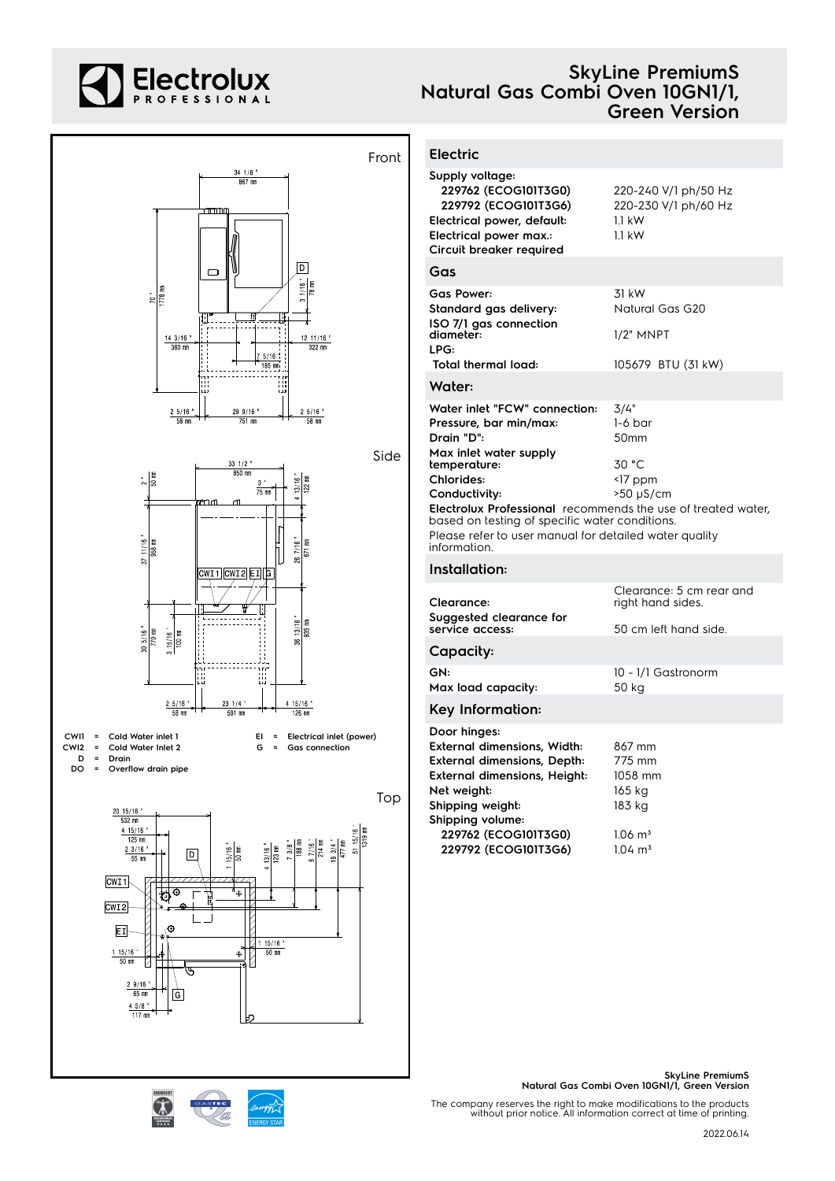# SkyLine PremiumS Natural Gas Combi Oven 10GN1/1, Green Version

Front

34 1/8 "
867 mm

70 "
1778 mm

3 1/16 "
78 mm

D

14 3/16 "
360 mm

12 11/16 "
322 mm

7 5/16 "
185 mm

2 5/16 "
58 mm

29 9/16 "
751 mm

2 5/16 "
58 mm

Side

33 1/2 "
850 mm

2 "
50 mm

3 "
75 mm

4 13/16 "
122 mm

37 11/16 "
958 mm

26 7/16 "
671 mm

CWI1 CWI2 EI G

30 5/16 "
770 mm

3 15/16 "
100 mm

36 13/16 "
935 mm

2 5/16 "
58 mm

23 1/4 "
591 mm

4 15/16 "
126 mm

CWI1 = Cold Water inlet 1
CWI2 = Cold Water Inlet 2
D = Drain
DO = Overflow drain pipe
EI = Electrical inlet (power)
G = Gas connection

Top

20 15/16 "
532 mm

4 15/16 "
125 mm

2 3/16 "
55 mm

D

1 15/16 "
50 mm

4 13/16 "
123 mm

7 3/8 "
188 mm

8 7/16 "
214 mm

18 3/4 "
477 mm

51 15/16 "
1319 mm

CWI1

CWI2

EI

1 15/16 "
50 mm

1 15/16 "
50 mm

2 9/16 "
65 mm

G

4 5/8 "
117 mm

## Electric

| | |
|---|---|
| Supply voltage: | |
| 229762 (ECOG101T3G0) | 220-240 V/1 ph/50 Hz |
| 229792 (ECOG101T3G6) | 220-230 V/1 ph/60 Hz |
| Electrical power, default: | 1.1 kW |
| Electrical power max.: | 1.1 kW |
| Circuit breaker required | |

## Gas

| | |
|---|---|
| Gas Power: | 31 kW |
| Standard gas delivery: | Natural Gas G20 |
| ISO 7/1 gas connection diameter: | 1/2" MNPT |
| LPG: | |
| Total thermal load: | 105679 BTU (31 kW) |

## Water:

| | |
|---|---|
| Water inlet "FCW" connection: | 3/4" |
| Pressure, bar min/max: | 1-6 bar |
| Drain "D": | 50mm |
| Max inlet water supply temperature: | 30 °C |
| Chlorides: | <17 ppm |
| Conductivity: | >50 µS/cm |

**Electrolux Professional** recommends the use of treated water, based on testing of specific water conditions.

Please refer to user manual for detailed water quality information.

## Installation:

| | |
|---|---|
| Clearance: | Clearance: 5 cm rear and right hand sides. |
| Suggested clearance for service access: | 50 cm left hand side. |

## Capacity:

| | |
|---|---|
| GN: | 10 - 1/1 Gastronorm |
| Max load capacity: | 50 kg |

## Key Information:

| | |
|---|---|
| Door hinges: | |
| External dimensions, Width: | 867 mm |
| External dimensions, Depth: | 775 mm |
| External dimensions, Height: | 1058 mm |
| Net weight: | 165 kg |
| Shipping weight: | 183 kg |
| Shipping volume: | |
| 229762 (ECOG101T3G0) | 1.06 m³ |
| 229792 (ECOG101T3G6) | 1.04 m³ |

The company reserves the right to make modifications to the products without prior notice. All information correct at time of printing.

2022.06.14